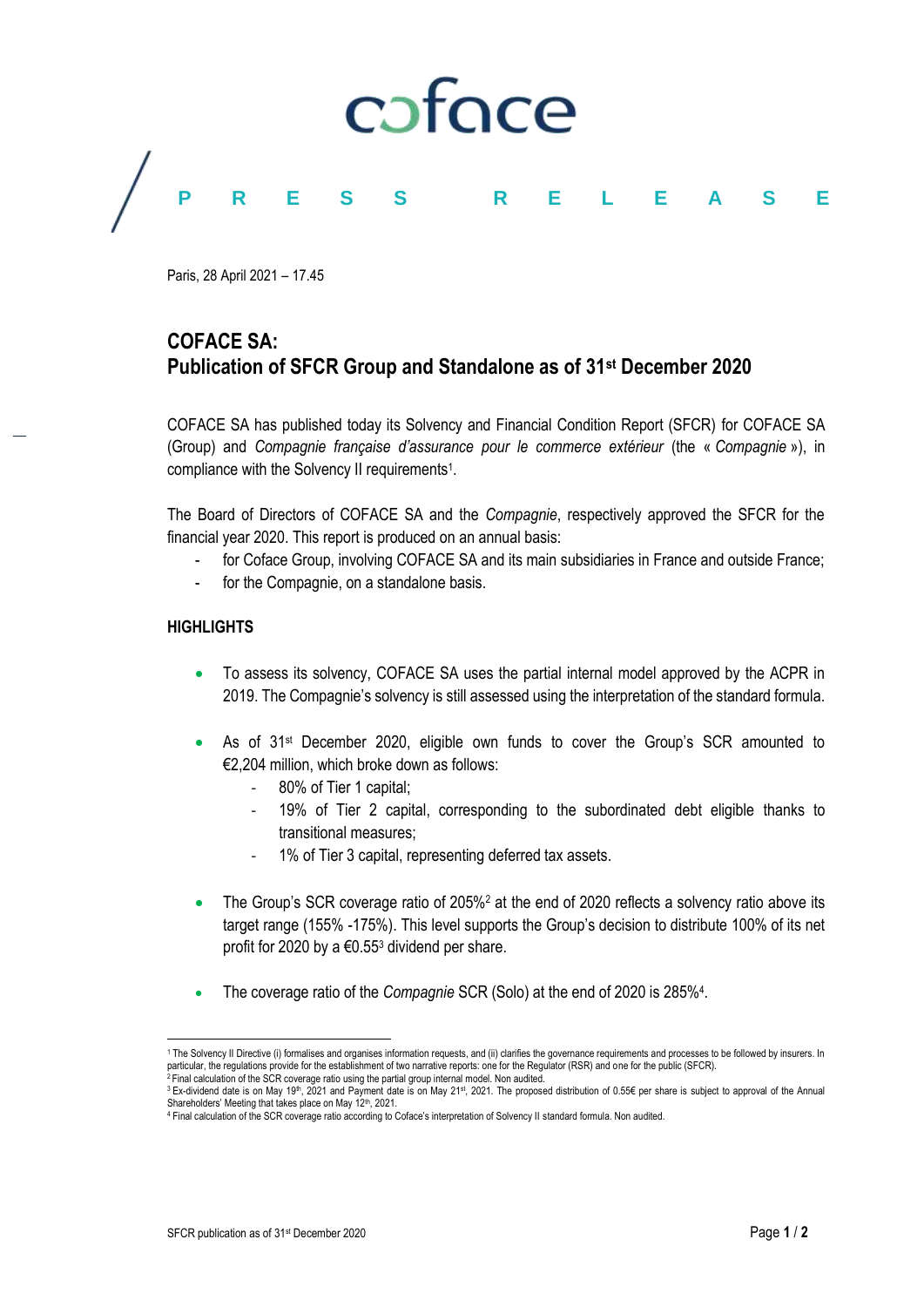coface

PRESS RELEASE

Paris, 28 April 2021 – 17.45

# COFACE SA:
# Publication of SFCR Group and Standalone as of 31st December 2020

COFACE SA has published today its Solvency and Financial Condition Report (SFCR) for COFACE SA (Group) and *Compagnie française d'assurance pour le commerce extérieur* (the « *Compagnie* »), in compliance with the Solvency II requirements[1].

The Board of Directors of COFACE SA and the *Compagnie*, respectively approved the SFCR for the financial year 2020. This report is produced on an annual basis:

- for Coface Group, involving COFACE SA and its main subsidiaries in France and outside France;
- for the Compagnie, on a standalone basis.

## HIGHLIGHTS

- To assess its solvency, COFACE SA uses the partial internal model approved by the ACPR in 2019. The Compagnie's solvency is still assessed using the interpretation of the standard formula.
- As of 31st December 2020, eligible own funds to cover the Group's SCR amounted to €2,204 million, which broke down as follows:
  - 80% of Tier 1 capital;
  - 19% of Tier 2 capital, corresponding to the subordinated debt eligible thanks to transitional measures;
  - 1% of Tier 3 capital, representing deferred tax assets.
- The Group's SCR coverage ratio of 205%[2] at the end of 2020 reflects a solvency ratio above its target range (155% -175%). This level supports the Group's decision to distribute 100% of its net profit for 2020 by a €0.55[3] dividend per share.
- The coverage ratio of the *Compagnie* SCR (Solo) at the end of 2020 is 285%[4].

---

[1] The Solvency II Directive (i) formalises and organises information requests, and (ii) clarifies the governance requirements and processes to be followed by insurers. In particular, the regulations provide for the establishment of two narrative reports: one for the Regulator (RSR) and one for the public (SFCR).

[2] Final calculation of the SCR coverage ratio using the partial group internal model. Non audited.

[3] Ex-dividend date is on May 19th, 2021 and Payment date is on May 21st, 2021. The proposed distribution of 0.55€ per share is subject to approval of the Annual Shareholders' Meeting that takes place on May 12th, 2021.

[4] Final calculation of the SCR coverage ratio according to Coface's interpretation of Solvency II standard formula. Non audited.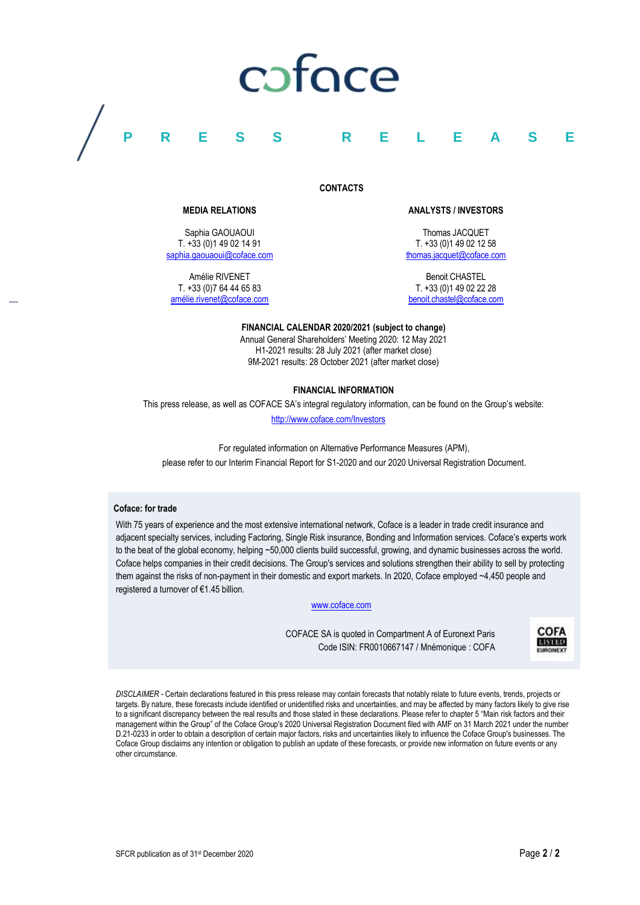# PRESS RELEASE

**CONTACTS**

**MEDIA RELATIONS**

Saphia GAOUAOUI
T. +33 (0)1 49 02 14 91
saphia.gaouaoui@coface.com

Amélie RIVENET
T. +33 (0)7 64 44 65 83
amélie.rivenet@coface.com

**ANALYSTS / INVESTORS**

Thomas JACQUET
T. +33 (0)1 49 02 12 58
thomas.jacquet@coface.com

Benoit CHASTEL
T. +33 (0)1 49 02 22 28
benoit.chastel@coface.com

**FINANCIAL CALENDAR 2020/2021 (subject to change)**
Annual General Shareholders' Meeting 2020: 12 May 2021
H1-2021 results: 28 July 2021 (after market close)
9M-2021 results: 28 October 2021 (after market close)

**FINANCIAL INFORMATION**
This press release, as well as COFACE SA's integral regulatory information, can be found on the Group's website:
http://www.coface.com/Investors

For regulated information on Alternative Performance Measures (APM),
please refer to our Interim Financial Report for S1-2020 and our 2020 Universal Registration Document.

**Coface: for trade**

With 75 years of experience and the most extensive international network, Coface is a leader in trade credit insurance and adjacent specialty services, including Factoring, Single Risk insurance, Bonding and Information services. Coface's experts work to the beat of the global economy, helping ~50,000 clients build successful, growing, and dynamic businesses across the world. Coface helps companies in their credit decisions. The Group's services and solutions strengthen their ability to sell by protecting them against the risks of non-payment in their domestic and export markets. In 2020, Coface employed ~4,450 people and registered a turnover of €1.45 billion.

www.coface.com

COFACE SA is quoted in Compartment A of Euronext Paris
Code ISIN: FR0010667147 / Mnémonique : COFA

*DISCLAIMER* - Certain declarations featured in this press release may contain forecasts that notably relate to future events, trends, projects or targets. By nature, these forecasts include identified or unidentified risks and uncertainties, and may be affected by many factors likely to give rise to a significant discrepancy between the real results and those stated in these declarations. Please refer to chapter 5 "Main risk factors and their management within the Group" of the Coface Group's 2020 Universal Registration Document filed with AMF on 31 March 2021 under the number D.21-0233 in order to obtain a description of certain major factors, risks and uncertainties likely to influence the Coface Group's businesses. The Coface Group disclaims any intention or obligation to publish an update of these forecasts, or provide new information on future events or any other circumstance.